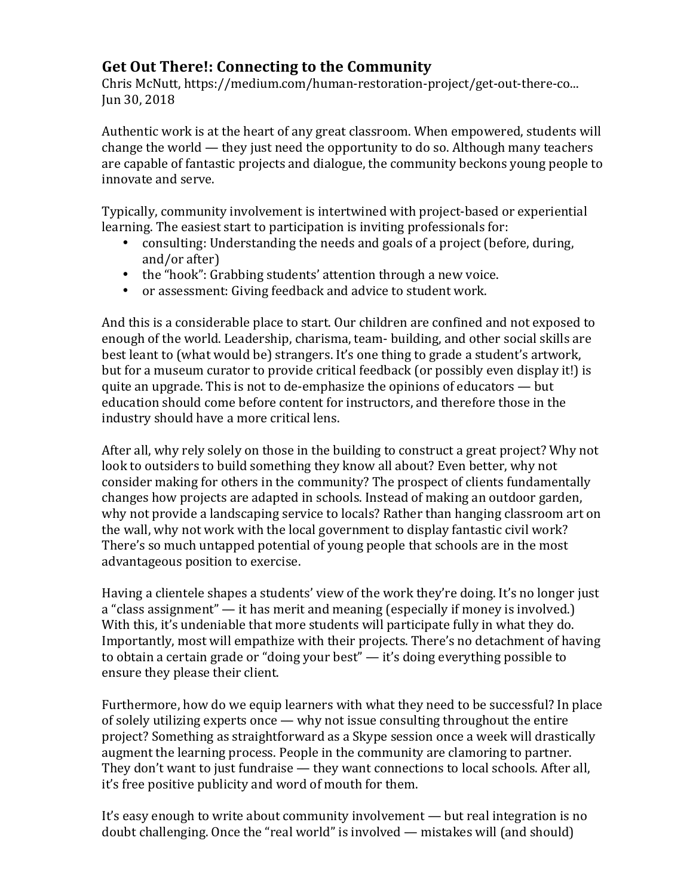# Get Out There!: Connecting to the Community

Chris McNutt, https://medium.com/human-restoration-project/get-out-there-co...
Jun 30, 2018

Authentic work is at the heart of any great classroom. When empowered, students will change the world — they just need the opportunity to do so. Although many teachers are capable of fantastic projects and dialogue, the community beckons young people to innovate and serve.

Typically, community involvement is intertwined with project-based or experiential learning. The easiest start to participation is inviting professionals for:

- consulting: Understanding the needs and goals of a project (before, during, and/or after)
- the "hook": Grabbing students' attention through a new voice.
- or assessment: Giving feedback and advice to student work.

And this is a considerable place to start. Our children are confined and not exposed to enough of the world. Leadership, charisma, team- building, and other social skills are best leant to (what would be) strangers. It's one thing to grade a student's artwork, but for a museum curator to provide critical feedback (or possibly even display it!) is quite an upgrade. This is not to de-emphasize the opinions of educators — but education should come before content for instructors, and therefore those in the industry should have a more critical lens.

After all, why rely solely on those in the building to construct a great project? Why not look to outsiders to build something they know all about? Even better, why not consider making for others in the community? The prospect of clients fundamentally changes how projects are adapted in schools. Instead of making an outdoor garden, why not provide a landscaping service to locals? Rather than hanging classroom art on the wall, why not work with the local government to display fantastic civil work? There's so much untapped potential of young people that schools are in the most advantageous position to exercise.

Having a clientele shapes a students' view of the work they're doing. It's no longer just a "class assignment" — it has merit and meaning (especially if money is involved.) With this, it's undeniable that more students will participate fully in what they do. Importantly, most will empathize with their projects. There's no detachment of having to obtain a certain grade or "doing your best" — it's doing everything possible to ensure they please their client.

Furthermore, how do we equip learners with what they need to be successful? In place of solely utilizing experts once — why not issue consulting throughout the entire project? Something as straightforward as a Skype session once a week will drastically augment the learning process. People in the community are clamoring to partner. They don't want to just fundraise — they want connections to local schools. After all, it's free positive publicity and word of mouth for them.

It's easy enough to write about community involvement — but real integration is no doubt challenging. Once the "real world" is involved — mistakes will (and should)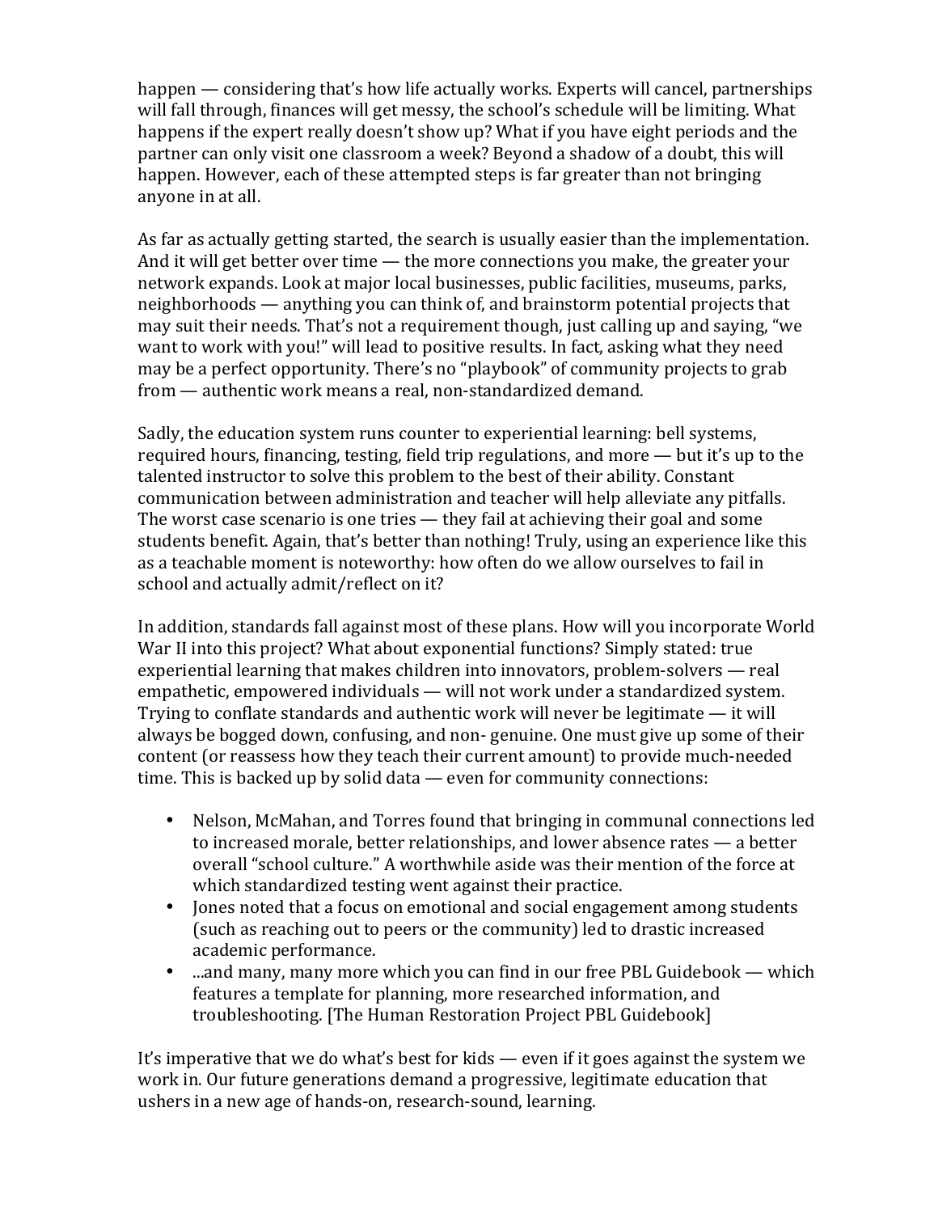happen — considering that's how life actually works. Experts will cancel, partnerships will fall through, finances will get messy, the school's schedule will be limiting. What happens if the expert really doesn't show up? What if you have eight periods and the partner can only visit one classroom a week? Beyond a shadow of a doubt, this will happen. However, each of these attempted steps is far greater than not bringing anyone in at all.

As far as actually getting started, the search is usually easier than the implementation. And it will get better over time — the more connections you make, the greater your network expands. Look at major local businesses, public facilities, museums, parks, neighborhoods — anything you can think of, and brainstorm potential projects that may suit their needs. That's not a requirement though, just calling up and saying, "we want to work with you!" will lead to positive results. In fact, asking what they need may be a perfect opportunity. There's no "playbook" of community projects to grab from — authentic work means a real, non-standardized demand.

Sadly, the education system runs counter to experiential learning: bell systems, required hours, financing, testing, field trip regulations, and more — but it's up to the talented instructor to solve this problem to the best of their ability. Constant communication between administration and teacher will help alleviate any pitfalls. The worst case scenario is one tries — they fail at achieving their goal and some students benefit. Again, that's better than nothing! Truly, using an experience like this as a teachable moment is noteworthy: how often do we allow ourselves to fail in school and actually admit/reflect on it?

In addition, standards fall against most of these plans. How will you incorporate World War II into this project? What about exponential functions? Simply stated: true experiential learning that makes children into innovators, problem-solvers — real empathetic, empowered individuals — will not work under a standardized system. Trying to conflate standards and authentic work will never be legitimate — it will always be bogged down, confusing, and non- genuine. One must give up some of their content (or reassess how they teach their current amount) to provide much-needed time. This is backed up by solid data — even for community connections:

- Nelson, McMahan, and Torres found that bringing in communal connections led to increased morale, better relationships, and lower absence rates — a better overall "school culture." A worthwhile aside was their mention of the force at which standardized testing went against their practice.
- Jones noted that a focus on emotional and social engagement among students (such as reaching out to peers or the community) led to drastic increased academic performance.
- ...and many, many more which you can find in our free PBL Guidebook — which features a template for planning, more researched information, and troubleshooting. [The Human Restoration Project PBL Guidebook]

It's imperative that we do what's best for kids — even if it goes against the system we work in. Our future generations demand a progressive, legitimate education that ushers in a new age of hands-on, research-sound, learning.